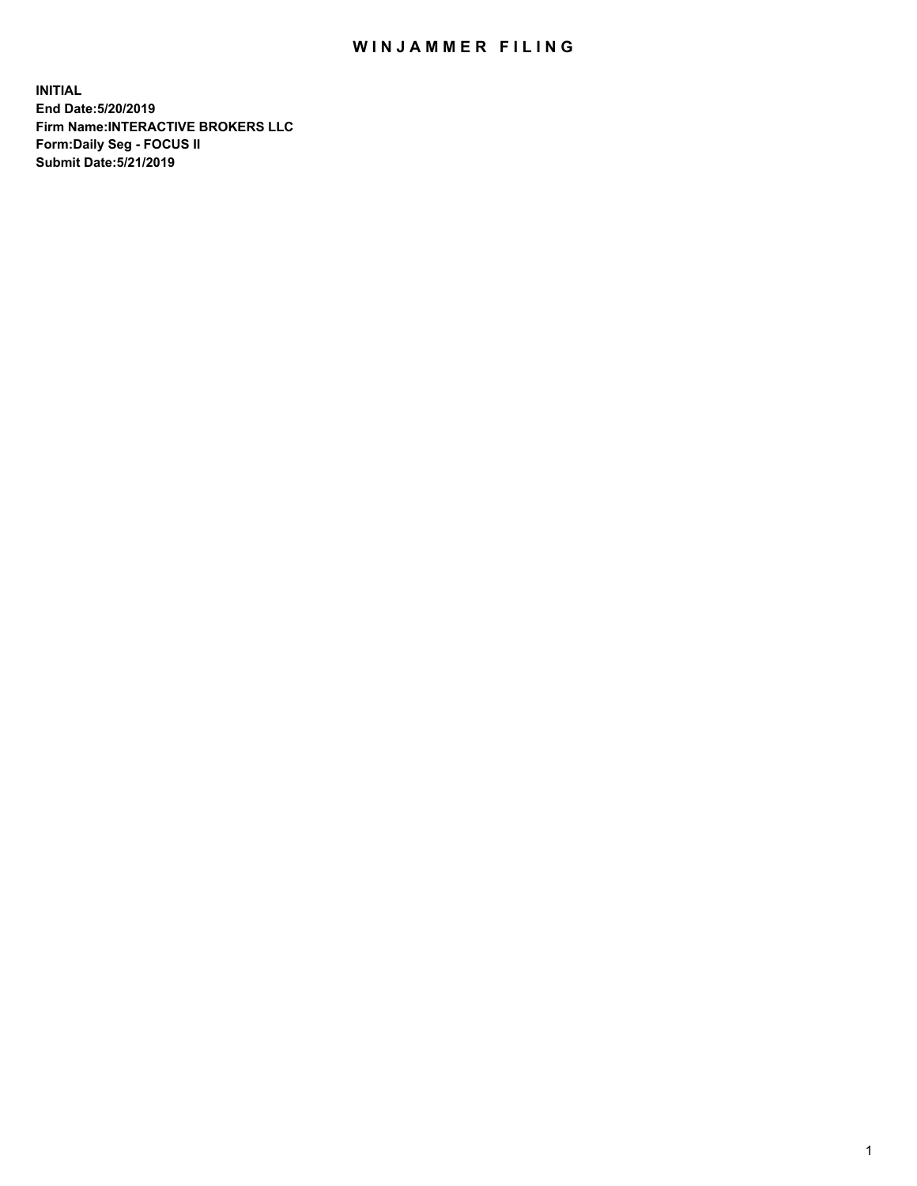# WINJAMMER FILING

**INITIAL**
**End Date:5/20/2019**
**Firm Name:INTERACTIVE BROKERS LLC**
**Form:Daily Seg - FOCUS II**
**Submit Date:5/21/2019**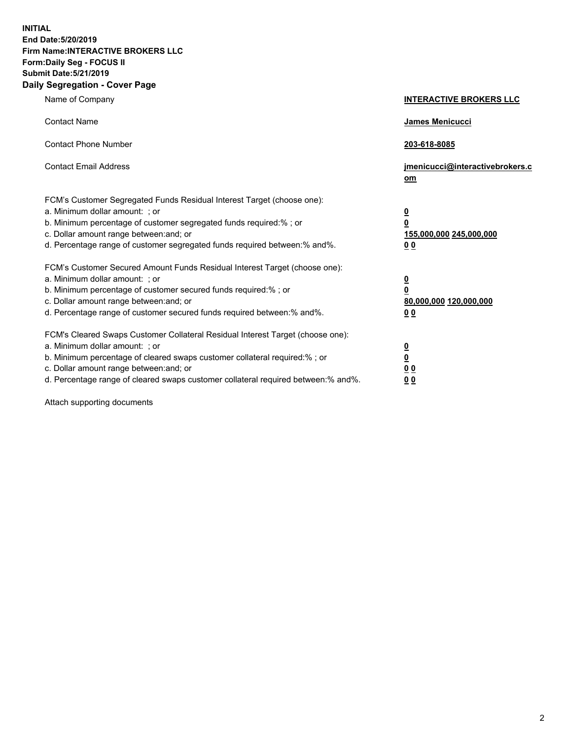**INITIAL**
**End Date:5/20/2019**
**Firm Name:INTERACTIVE BROKERS LLC**
**Form:Daily Seg - FOCUS II**
**Submit Date:5/21/2019**

## Daily Segregation - Cover Page

| | |
|---|---|
| Name of Company | **INTERACTIVE BROKERS LLC** |
| Contact Name | **James Menicucci** |
| Contact Phone Number | **203-618-8085** |
| Contact Email Address | **jmenicucci@interactivebrokers.com** |

| | |
|---|---|
| FCM's Customer Segregated Funds Residual Interest Target (choose one): | |
| a. Minimum dollar amount: ; or | **0** |
| b. Minimum percentage of customer segregated funds required:% ; or | **0** |
| c. Dollar amount range between:and; or | **155,000,000 245,000,000** |
| d. Percentage range of customer segregated funds required between:% and%. | **0 0** |
| FCM's Customer Secured Amount Funds Residual Interest Target (choose one): | |
| a. Minimum dollar amount: ; or | **0** |
| b. Minimum percentage of customer secured funds required:% ; or | **0** |
| c. Dollar amount range between:and; or | **80,000,000 120,000,000** |
| d. Percentage range of customer secured funds required between:% and%. | **0 0** |
| FCM's Cleared Swaps Customer Collateral Residual Interest Target (choose one): | |
| a. Minimum dollar amount: ; or | **0** |
| b. Minimum percentage of cleared swaps customer collateral required:% ; or | **0** |
| c. Dollar amount range between:and; or | **0 0** |
| d. Percentage range of cleared swaps customer collateral required between:% and%. | **0 0** |

Attach supporting documents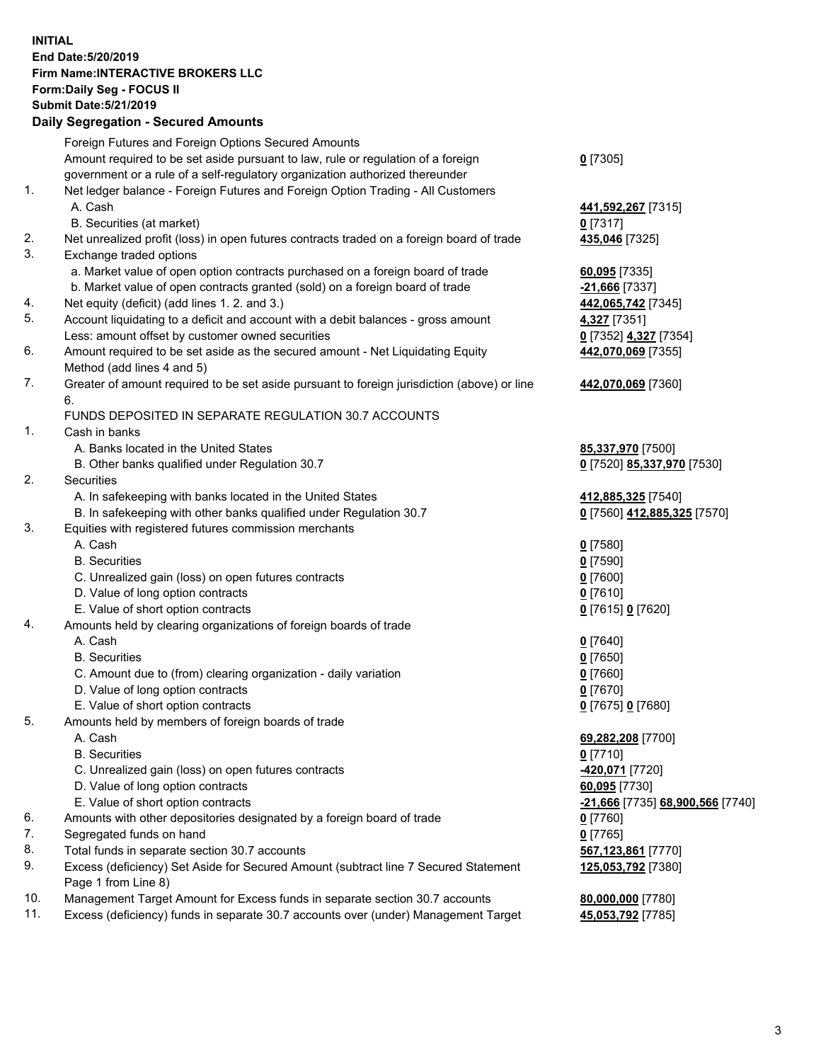**INITIAL**
**End Date:5/20/2019**
**Firm Name:INTERACTIVE BROKERS LLC**
**Form:Daily Seg - FOCUS II**
**Submit Date:5/21/2019**

## Daily Segregation - Secured Amounts

| | | |
|---|---|---|
| | Foreign Futures and Foreign Options Secured Amounts | |
| | Amount required to be set aside pursuant to law, rule or regulation of a foreign government or a rule of a self-regulatory organization authorized thereunder | **0** [7305] |
| 1. | Net ledger balance - Foreign Futures and Foreign Option Trading - All Customers | |
| | A. Cash | **441,592,267** [7315] |
| | B. Securities (at market) | **0** [7317] |
| 2. | Net unrealized profit (loss) in open futures contracts traded on a foreign board of trade | **435,046** [7325] |
| 3. | Exchange traded options | |
| | a. Market value of open option contracts purchased on a foreign board of trade | **60,095** [7335] |
| | b. Market value of open contracts granted (sold) on a foreign board of trade | **-21,666** [7337] |
| 4. | Net equity (deficit) (add lines 1. 2. and 3.) | **442,065,742** [7345] |
| 5. | Account liquidating to a deficit and account with a debit balances - gross amount | **4,327** [7351] |
| | Less: amount offset by customer owned securities | **0** [7352] **4,327** [7354] |
| 6. | Amount required to be set aside as the secured amount - Net Liquidating Equity Method (add lines 4 and 5) | **442,070,069** [7355] |
| 7. | Greater of amount required to be set aside pursuant to foreign jurisdiction (above) or line 6. | **442,070,069** [7360] |
| | FUNDS DEPOSITED IN SEPARATE REGULATION 30.7 ACCOUNTS | |
| 1. | Cash in banks | |
| | A. Banks located in the United States | **85,337,970** [7500] |
| | B. Other banks qualified under Regulation 30.7 | **0** [7520] **85,337,970** [7530] |
| 2. | Securities | |
| | A. In safekeeping with banks located in the United States | **412,885,325** [7540] |
| | B. In safekeeping with other banks qualified under Regulation 30.7 | **0** [7560] **412,885,325** [7570] |
| 3. | Equities with registered futures commission merchants | |
| | A. Cash | **0** [7580] |
| | B. Securities | **0** [7590] |
| | C. Unrealized gain (loss) on open futures contracts | **0** [7600] |
| | D. Value of long option contracts | **0** [7610] |
| | E. Value of short option contracts | **0** [7615] **0** [7620] |
| 4. | Amounts held by clearing organizations of foreign boards of trade | |
| | A. Cash | **0** [7640] |
| | B. Securities | **0** [7650] |
| | C. Amount due to (from) clearing organization - daily variation | **0** [7660] |
| | D. Value of long option contracts | **0** [7670] |
| | E. Value of short option contracts | **0** [7675] **0** [7680] |
| 5. | Amounts held by members of foreign boards of trade | |
| | A. Cash | **69,282,208** [7700] |
| | B. Securities | **0** [7710] |
| | C. Unrealized gain (loss) on open futures contracts | **-420,071** [7720] |
| | D. Value of long option contracts | **60,095** [7730] |
| | E. Value of short option contracts | **-21,666** [7735] **68,900,566** [7740] |
| 6. | Amounts with other depositories designated by a foreign board of trade | **0** [7760] |
| 7. | Segregated funds on hand | **0** [7765] |
| 8. | Total funds in separate section 30.7 accounts | **567,123,861** [7770] |
| 9. | Excess (deficiency) Set Aside for Secured Amount (subtract line 7 Secured Statement Page 1 from Line 8) | **125,053,792** [7380] |
| 10. | Management Target Amount for Excess funds in separate section 30.7 accounts | **80,000,000** [7780] |
| 11. | Excess (deficiency) funds in separate 30.7 accounts over (under) Management Target | **45,053,792** [7785] |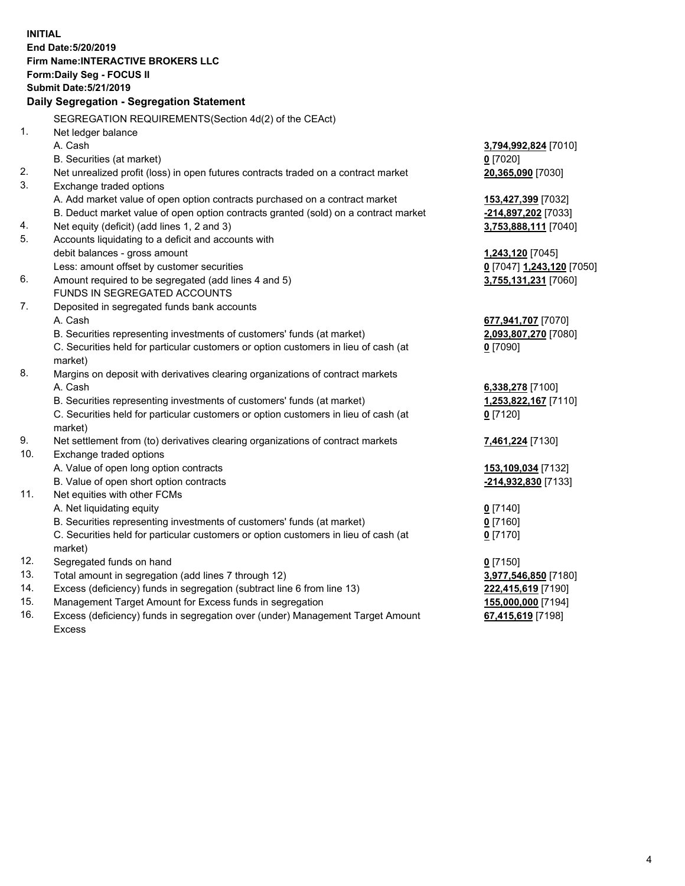**INITIAL**
**End Date:5/20/2019**
**Firm Name:INTERACTIVE BROKERS LLC**
**Form:Daily Seg - FOCUS II**
**Submit Date:5/21/2019**

### Daily Segregation - Segregation Statement

SEGREGATION REQUIREMENTS(Section 4d(2) of the CEAct)

| | | |
|---|---|---|
| 1. | Net ledger balance | |
| | A. Cash | **3,794,992,824** [7010] |
| | B. Securities (at market) | **0** [7020] |
| 2. | Net unrealized profit (loss) in open futures contracts traded on a contract market | **20,365,090** [7030] |
| 3. | Exchange traded options | |
| | A. Add market value of open option contracts purchased on a contract market | **153,427,399** [7032] |
| | B. Deduct market value of open option contracts granted (sold) on a contract market | **-214,897,202** [7033] |
| 4. | Net equity (deficit) (add lines 1, 2 and 3) | **3,753,888,111** [7040] |
| 5. | Accounts liquidating to a deficit and accounts with | |
| | debit balances - gross amount | **1,243,120** [7045] |
| | Less: amount offset by customer securities | **0** [7047] **1,243,120** [7050] |
| 6. | Amount required to be segregated (add lines 4 and 5) | **3,755,131,231** [7060] |
| | FUNDS IN SEGREGATED ACCOUNTS | |
| 7. | Deposited in segregated funds bank accounts | |
| | A. Cash | **677,941,707** [7070] |
| | B. Securities representing investments of customers' funds (at market) | **2,093,807,270** [7080] |
| | C. Securities held for particular customers or option customers in lieu of cash (at market) | **0** [7090] |
| 8. | Margins on deposit with derivatives clearing organizations of contract markets | |
| | A. Cash | **6,338,278** [7100] |
| | B. Securities representing investments of customers' funds (at market) | **1,253,822,167** [7110] |
| | C. Securities held for particular customers or option customers in lieu of cash (at market) | **0** [7120] |
| 9. | Net settlement from (to) derivatives clearing organizations of contract markets | **7,461,224** [7130] |
| 10. | Exchange traded options | |
| | A. Value of open long option contracts | **153,109,034** [7132] |
| | B. Value of open short option contracts | **-214,932,830** [7133] |
| 11. | Net equities with other FCMs | |
| | A. Net liquidating equity | **0** [7140] |
| | B. Securities representing investments of customers' funds (at market) | **0** [7160] |
| | C. Securities held for particular customers or option customers in lieu of cash (at market) | **0** [7170] |
| 12. | Segregated funds on hand | **0** [7150] |
| 13. | Total amount in segregation (add lines 7 through 12) | **3,977,546,850** [7180] |
| 14. | Excess (deficiency) funds in segregation (subtract line 6 from line 13) | **222,415,619** [7190] |
| 15. | Management Target Amount for Excess funds in segregation | **155,000,000** [7194] |
| 16. | Excess (deficiency) funds in segregation over (under) Management Target Amount Excess | **67,415,619** [7198] |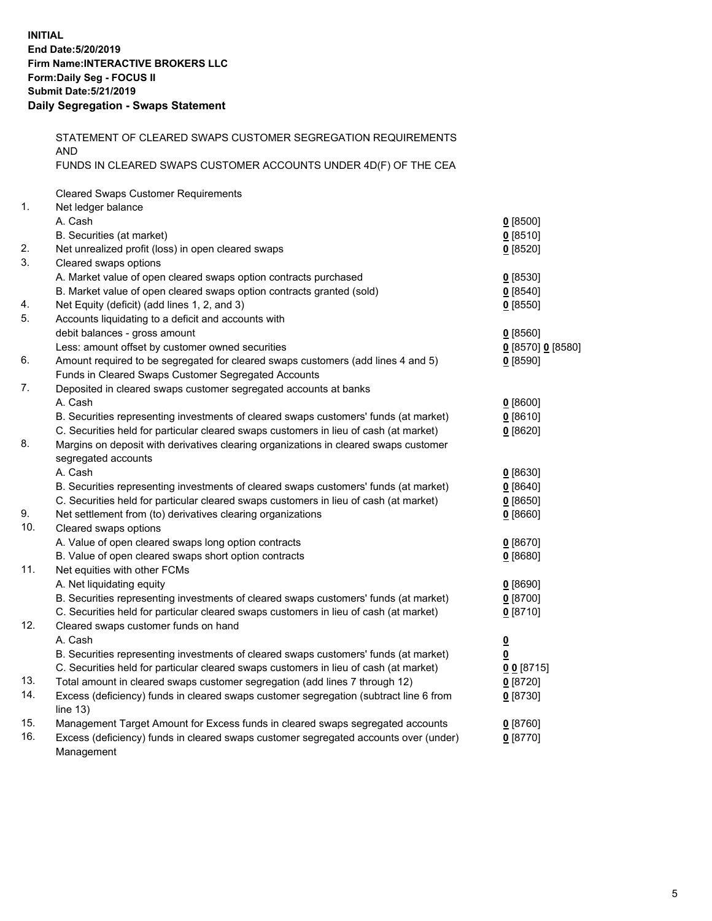**INITIAL**
**End Date:5/20/2019**
**Firm Name:INTERACTIVE BROKERS LLC**
**Form:Daily Seg - FOCUS II**
**Submit Date:5/21/2019**
**Daily Segregation - Swaps Statement**

STATEMENT OF CLEARED SWAPS CUSTOMER SEGREGATION REQUIREMENTS AND FUNDS IN CLEARED SWAPS CUSTOMER ACCOUNTS UNDER 4D(F) OF THE CEA

| | | |
|---|---|---|
| | Cleared Swaps Customer Requirements | |
| 1. | Net ledger balance | |
| | A. Cash | 0 [8500] |
| | B. Securities (at market) | 0 [8510] |
| 2. | Net unrealized profit (loss) in open cleared swaps | 0 [8520] |
| 3. | Cleared swaps options | |
| | A. Market value of open cleared swaps option contracts purchased | 0 [8530] |
| | B. Market value of open cleared swaps option contracts granted (sold) | 0 [8540] |
| 4. | Net Equity (deficit) (add lines 1, 2, and 3) | 0 [8550] |
| 5. | Accounts liquidating to a deficit and accounts with debit balances - gross amount | 0 [8560] |
| | Less: amount offset by customer owned securities | 0 [8570] 0 [8580] |
| 6. | Amount required to be segregated for cleared swaps customers (add lines 4 and 5) | 0 [8590] |
| | Funds in Cleared Swaps Customer Segregated Accounts | |
| 7. | Deposited in cleared swaps customer segregated accounts at banks | |
| | A. Cash | 0 [8600] |
| | B. Securities representing investments of cleared swaps customers' funds (at market) | 0 [8610] |
| | C. Securities held for particular cleared swaps customers in lieu of cash (at market) | 0 [8620] |
| 8. | Margins on deposit with derivatives clearing organizations in cleared swaps customer segregated accounts | |
| | A. Cash | 0 [8630] |
| | B. Securities representing investments of cleared swaps customers' funds (at market) | 0 [8640] |
| | C. Securities held for particular cleared swaps customers in lieu of cash (at market) | 0 [8650] |
| 9. | Net settlement from (to) derivatives clearing organizations | 0 [8660] |
| 10. | Cleared swaps options | |
| | A. Value of open cleared swaps long option contracts | 0 [8670] |
| | B. Value of open cleared swaps short option contracts | 0 [8680] |
| 11. | Net equities with other FCMs | |
| | A. Net liquidating equity | 0 [8690] |
| | B. Securities representing investments of cleared swaps customers' funds (at market) | 0 [8700] |
| | C. Securities held for particular cleared swaps customers in lieu of cash (at market) | 0 [8710] |
| 12. | Cleared swaps customer funds on hand | |
| | A. Cash | 0 |
| | B. Securities representing investments of cleared swaps customers' funds (at market) | 0 |
| | C. Securities held for particular cleared swaps customers in lieu of cash (at market) | 0 0 [8715] |
| 13. | Total amount in cleared swaps customer segregation (add lines 7 through 12) | 0 [8720] |
| 14. | Excess (deficiency) funds in cleared swaps customer segregation (subtract line 6 from line 13) | 0 [8730] |
| 15. | Management Target Amount for Excess funds in cleared swaps segregated accounts | 0 [8760] |
| 16. | Excess (deficiency) funds in cleared swaps customer segregated accounts over (under) Management | 0 [8770] |